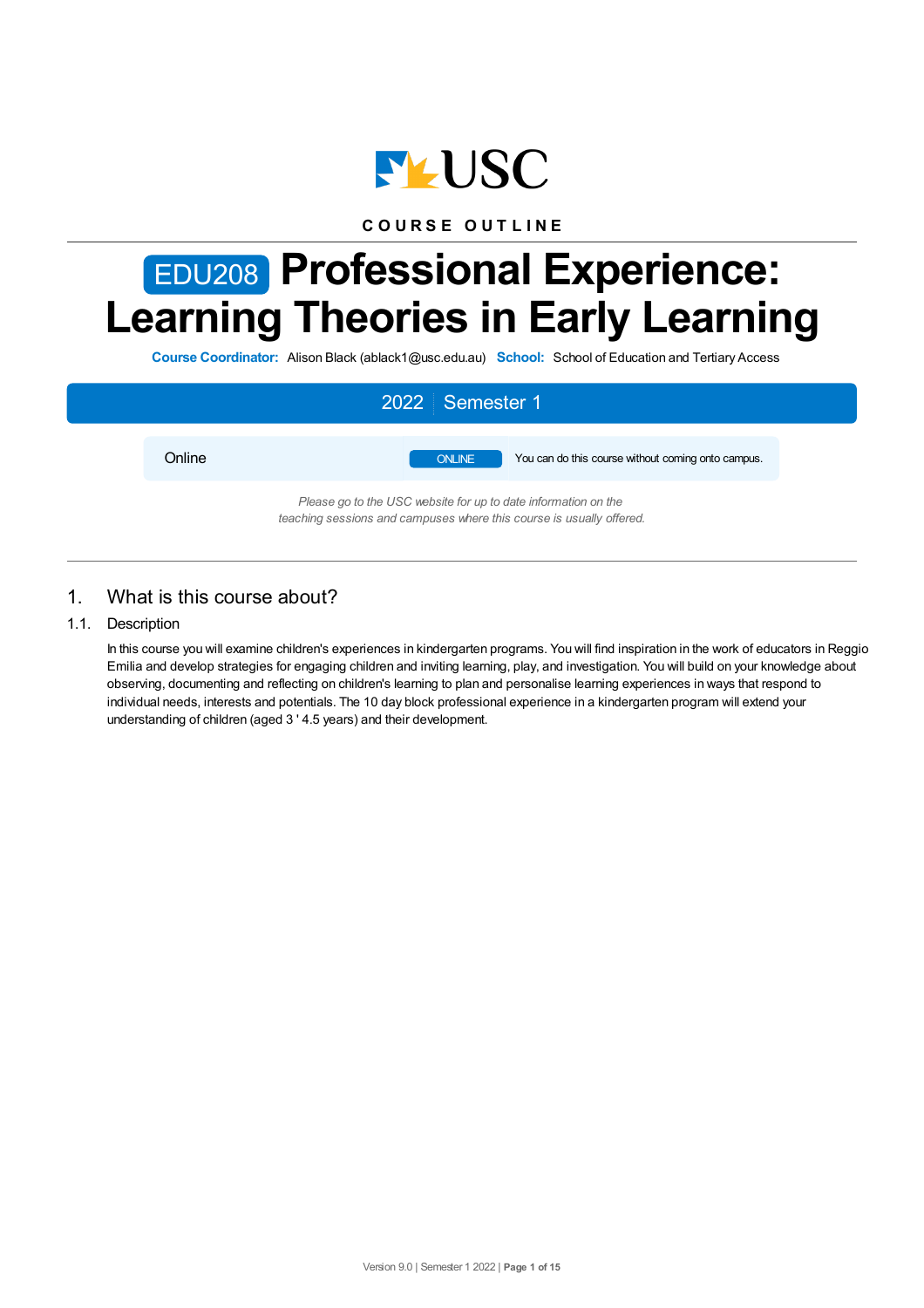USC

COURSE OUTLINE

# EDU208 Professional Experience: Learning Theories in Early Learning

**Course Coordinator:** Alison Black (ablack1@usc.edu.au) **School:** School of Education and Tertiary Access

2022 | Semester 1

| Online | ONLINE | You can do this course without coming onto campus. |
|---|---|---|

*Please go to the USC website for up to date information on the teaching sessions and campuses where this course is usually offered.*

## 1. What is this course about?

### 1.1. Description

In this course you will examine children's experiences in kindergarten programs. You will find inspiration in the work of educators in Reggio Emilia and develop strategies for engaging children and inviting learning, play, and investigation. You will build on your knowledge about observing, documenting and reflecting on children's learning to plan and personalise learning experiences in ways that respond to individual needs, interests and potentials. The 10 day block professional experience in a kindergarten program will extend your understanding of children (aged 3 ' 4.5 years) and their development.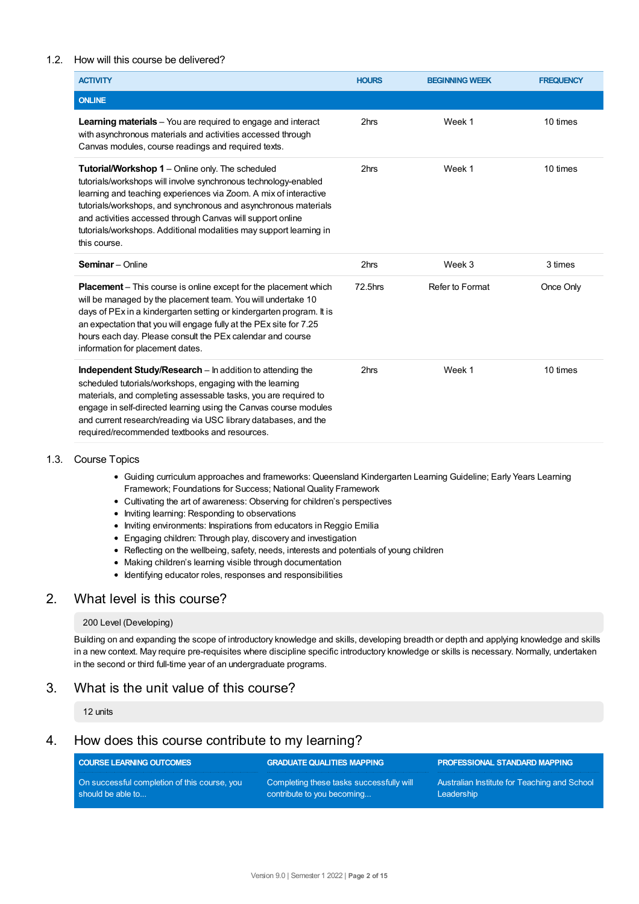## 1.2. How will this course be delivered?

| ACTIVITY | HOURS | BEGINNING WEEK | FREQUENCY |
|---|---|---|---|
| **ONLINE** | | | |
| **Learning materials** – You are required to engage and interact with asynchronous materials and activities accessed through Canvas modules, course readings and required texts. | 2hrs | Week 1 | 10 times |
| **Tutorial/Workshop 1** – Online only. The scheduled tutorials/workshops will involve synchronous technology-enabled learning and teaching experiences via Zoom. A mix of interactive tutorials/workshops, and synchronous and asynchronous materials and activities accessed through Canvas will support online tutorials/workshops. Additional modalities may support learning in this course. | 2hrs | Week 1 | 10 times |
| **Seminar** – Online | 2hrs | Week 3 | 3 times |
| **Placement** – This course is online except for the placement which will be managed by the placement team. You will undertake 10 days of PEx in a kindergarten setting or kindergarten program. It is an expectation that you will engage fully at the PEx site for 7.25 hours each day. Please consult the PEx calendar and course information for placement dates. | 72.5hrs | Refer to Format | Once Only |
| **Independent Study/Research** – In addition to attending the scheduled tutorials/workshops, engaging with the learning materials, and completing assessable tasks, you are required to engage in self-directed learning using the Canvas course modules and current research/reading via USC library databases, and the required/recommended textbooks and resources. | 2hrs | Week 1 | 10 times |

## 1.3. Course Topics

- Guiding curriculum approaches and frameworks: Queensland Kindergarten Learning Guideline; Early Years Learning Framework; Foundations for Success; National Quality Framework
- Cultivating the art of awareness: Observing for children's perspectives
- Inviting learning: Responding to observations
- Inviting environments: Inspirations from educators in Reggio Emilia
- Engaging children: Through play, discovery and investigation
- Reflecting on the wellbeing, safety, needs, interests and potentials of young children
- Making children's learning visible through documentation
- Identifying educator roles, responses and responsibilities

# 2. What level is this course?

200 Level (Developing)

Building on and expanding the scope of introductory knowledge and skills, developing breadth or depth and applying knowledge and skills in a new context. May require pre-requisites where discipline specific introductory knowledge or skills is necessary. Normally, undertaken in the second or third full-time year of an undergraduate programs.

# 3. What is the unit value of this course?

12 units

# 4. How does this course contribute to my learning?

| COURSE LEARNING OUTCOMES | GRADUATE QUALITIES MAPPING | PROFESSIONAL STANDARD MAPPING |
|---|---|---|
| On successful completion of this course, you should be able to... | Completing these tasks successfully will contribute to you becoming... | Australian Institute for Teaching and School Leadership |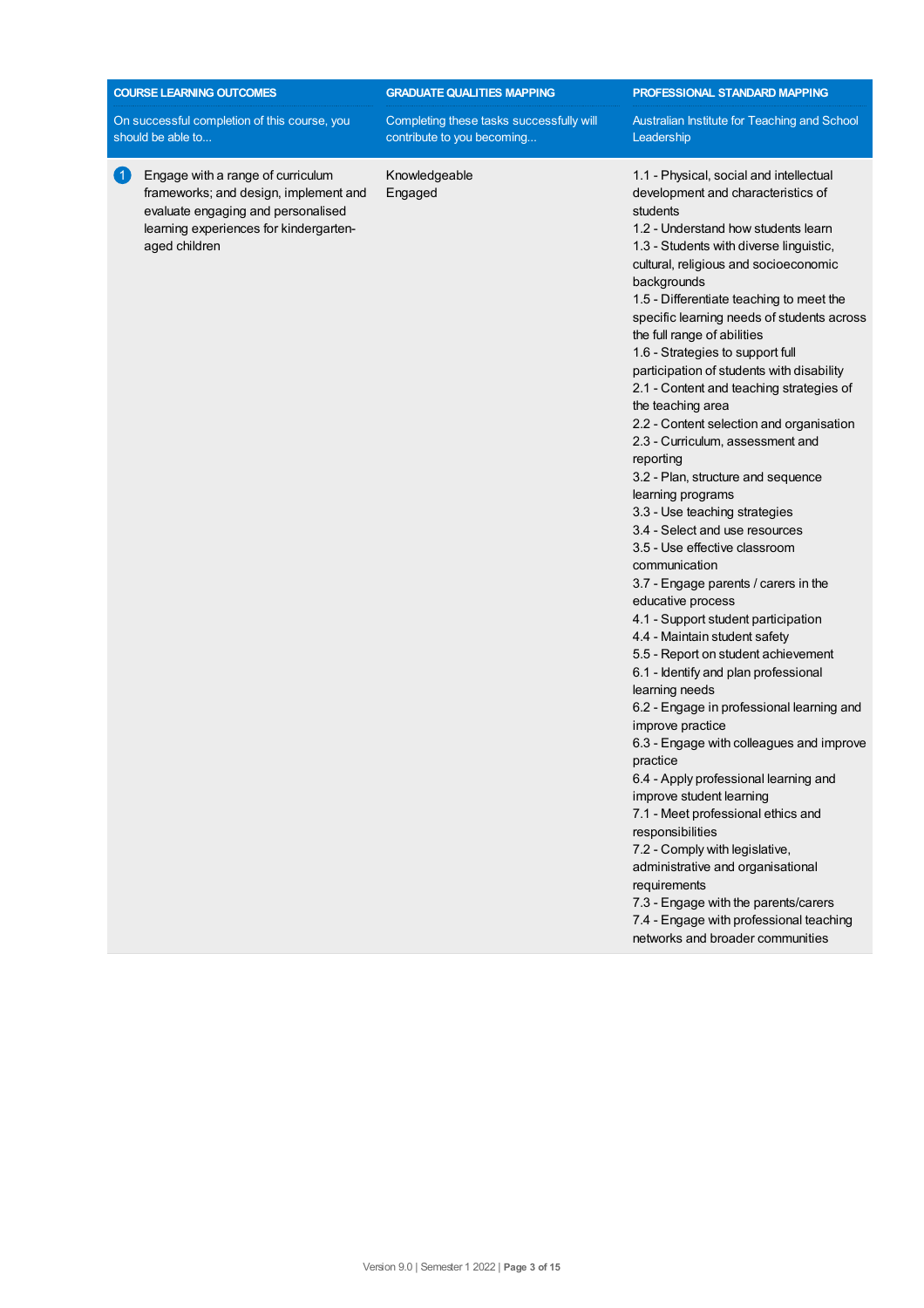| COURSE LEARNING OUTCOMES<br>On successful completion of this course, you should be able to... | GRADUATE QUALITIES MAPPING<br>Completing these tasks successfully will contribute to you becoming... | PROFESSIONAL STANDARD MAPPING<br>Australian Institute for Teaching and School Leadership |
|---|---|---|
| 1 Engage with a range of curriculum frameworks; and design, implement and evaluate engaging and personalised learning experiences for kindergarten-aged children | Knowledgeable<br>Engaged | 1.1 - Physical, social and intellectual development and characteristics of students<br>1.2 - Understand how students learn<br>1.3 - Students with diverse linguistic, cultural, religious and socioeconomic backgrounds<br>1.5 - Differentiate teaching to meet the specific learning needs of students across the full range of abilities<br>1.6 - Strategies to support full participation of students with disability<br>2.1 - Content and teaching strategies of the teaching area<br>2.2 - Content selection and organisation<br>2.3 - Curriculum, assessment and reporting<br>3.2 - Plan, structure and sequence learning programs<br>3.3 - Use teaching strategies<br>3.4 - Select and use resources<br>3.5 - Use effective classroom communication<br>3.7 - Engage parents / carers in the educative process<br>4.1 - Support student participation<br>4.4 - Maintain student safety<br>5.5 - Report on student achievement<br>6.1 - Identify and plan professional learning needs<br>6.2 - Engage in professional learning and improve practice<br>6.3 - Engage with colleagues and improve practice<br>6.4 - Apply professional learning and improve student learning<br>7.1 - Meet professional ethics and responsibilities<br>7.2 - Comply with legislative, administrative and organisational requirements<br>7.3 - Engage with the parents/carers<br>7.4 - Engage with professional teaching networks and broader communities |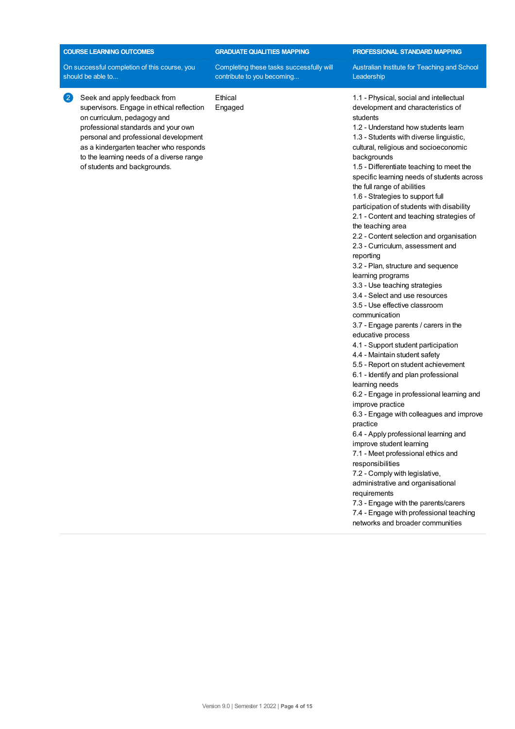| COURSE LEARNING OUTCOMES<br>On successful completion of this course, you should be able to... | GRADUATE QUALITIES MAPPING<br>Completing these tasks successfully will contribute to you becoming... | PROFESSIONAL STANDARD MAPPING<br>Australian Institute for Teaching and School Leadership |
|---|---|---|
| 2 Seek and apply feedback from supervisors. Engage in ethical reflection on curriculum, pedagogy and professional standards and your own personal and professional development as a kindergarten teacher who responds to the learning needs of a diverse range of students and backgrounds. | Ethical<br>Engaged | 1.1 - Physical, social and intellectual development and characteristics of students<br>1.2 - Understand how students learn<br>1.3 - Students with diverse linguistic, cultural, religious and socioeconomic backgrounds<br>1.5 - Differentiate teaching to meet the specific learning needs of students across the full range of abilities<br>1.6 - Strategies to support full participation of students with disability<br>2.1 - Content and teaching strategies of the teaching area<br>2.2 - Content selection and organisation<br>2.3 - Curriculum, assessment and reporting<br>3.2 - Plan, structure and sequence learning programs<br>3.3 - Use teaching strategies<br>3.4 - Select and use resources<br>3.5 - Use effective classroom communication<br>3.7 - Engage parents / carers in the educative process<br>4.1 - Support student participation<br>4.4 - Maintain student safety<br>5.5 - Report on student achievement<br>6.1 - Identify and plan professional learning needs<br>6.2 - Engage in professional learning and improve practice<br>6.3 - Engage with colleagues and improve practice<br>6.4 - Apply professional learning and improve student learning<br>7.1 - Meet professional ethics and responsibilities<br>7.2 - Comply with legislative, administrative and organisational requirements<br>7.3 - Engage with the parents/carers<br>7.4 - Engage with professional teaching networks and broader communities |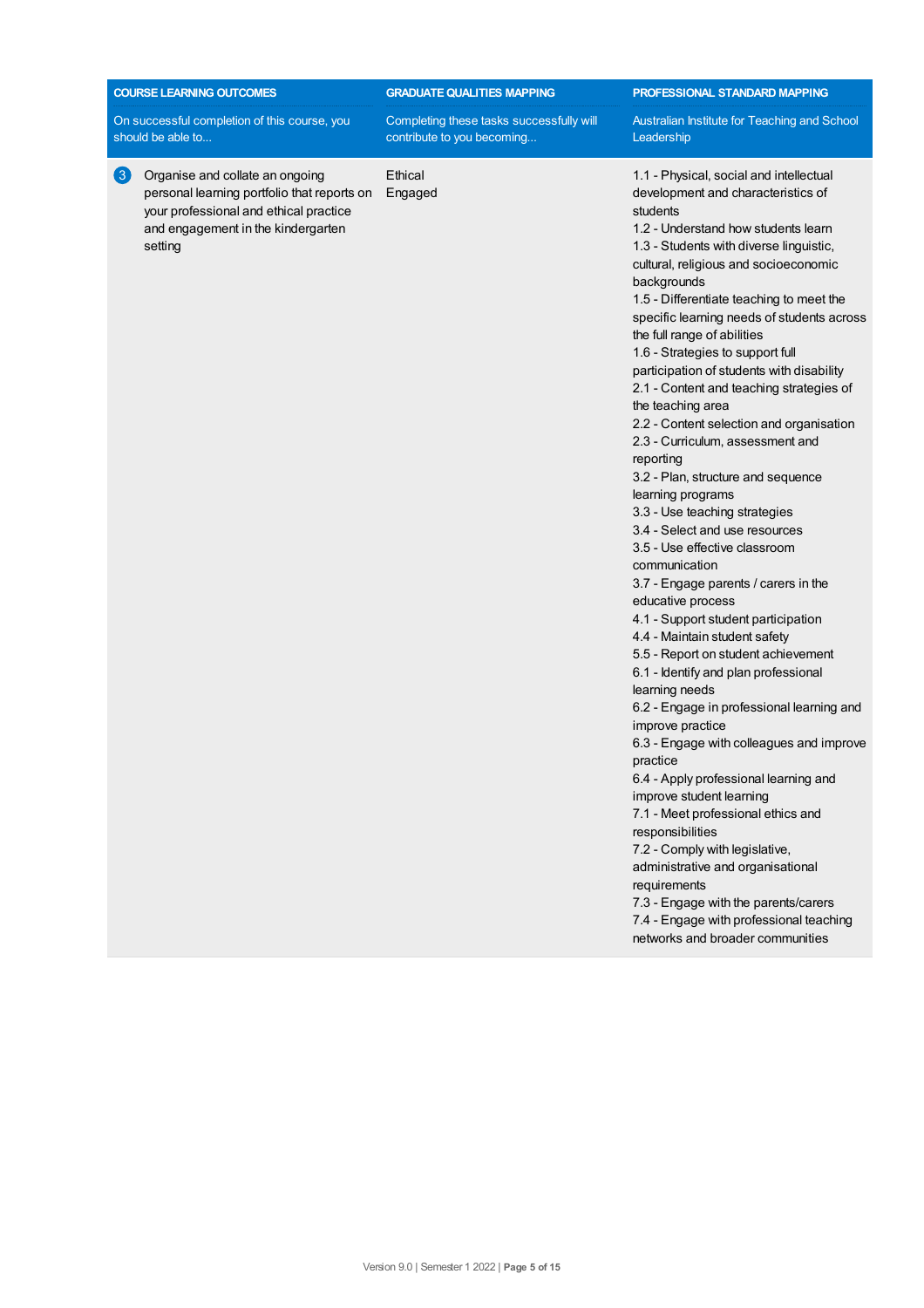| COURSE LEARNING OUTCOMES | GRADUATE QUALITIES MAPPING | PROFESSIONAL STANDARD MAPPING |
| --- | --- | --- |
| On successful completion of this course, you should be able to... | Completing these tasks successfully will contribute to you becoming... | Australian Institute for Teaching and School Leadership |
| 3 Organise and collate an ongoing personal learning portfolio that reports on your professional and ethical practice and engagement in the kindergarten setting | Ethical<br>Engaged | 1.1 - Physical, social and intellectual development and characteristics of students<br>1.2 - Understand how students learn<br>1.3 - Students with diverse linguistic, cultural, religious and socioeconomic backgrounds<br>1.5 - Differentiate teaching to meet the specific learning needs of students across the full range of abilities<br>1.6 - Strategies to support full participation of students with disability<br>2.1 - Content and teaching strategies of the teaching area<br>2.2 - Content selection and organisation<br>2.3 - Curriculum, assessment and reporting<br>3.2 - Plan, structure and sequence learning programs<br>3.3 - Use teaching strategies<br>3.4 - Select and use resources<br>3.5 - Use effective classroom communication<br>3.7 - Engage parents / carers in the educative process<br>4.1 - Support student participation<br>4.4 - Maintain student safety<br>5.5 - Report on student achievement<br>6.1 - Identify and plan professional learning needs<br>6.2 - Engage in professional learning and improve practice<br>6.3 - Engage with colleagues and improve practice<br>6.4 - Apply professional learning and improve student learning<br>7.1 - Meet professional ethics and responsibilities<br>7.2 - Comply with legislative, administrative and organisational requirements<br>7.3 - Engage with the parents/carers<br>7.4 - Engage with professional teaching networks and broader communities |

Version 9.0 | Semester 1 2022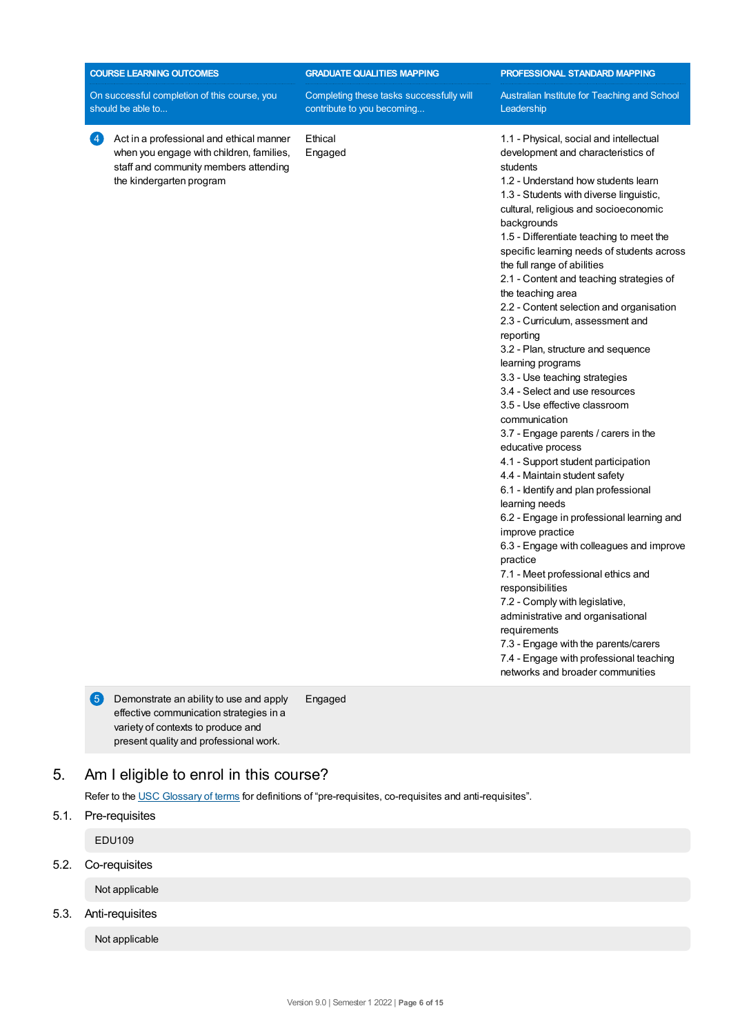| COURSE LEARNING OUTCOMES<br>On successful completion of this course, you should be able to... | GRADUATE QUALITIES MAPPING<br>Completing these tasks successfully will contribute to you becoming... | PROFESSIONAL STANDARD MAPPING<br>Australian Institute for Teaching and School Leadership |
|---|---|---|
| 4 Act in a professional and ethical manner when you engage with children, families, staff and community members attending the kindergarten program | Ethical<br>Engaged | 1.1 - Physical, social and intellectual development and characteristics of students<br>1.2 - Understand how students learn<br>1.3 - Students with diverse linguistic, cultural, religious and socioeconomic backgrounds<br>1.5 - Differentiate teaching to meet the specific learning needs of students across the full range of abilities<br>2.1 - Content and teaching strategies of the teaching area<br>2.2 - Content selection and organisation<br>2.3 - Curriculum, assessment and reporting<br>3.2 - Plan, structure and sequence learning programs<br>3.3 - Use teaching strategies<br>3.4 - Select and use resources<br>3.5 - Use effective classroom communication<br>3.7 - Engage parents / carers in the educative process<br>4.1 - Support student participation<br>4.4 - Maintain student safety<br>6.1 - Identify and plan professional learning needs<br>6.2 - Engage in professional learning and improve practice<br>6.3 - Engage with colleagues and improve practice<br>7.1 - Meet professional ethics and responsibilities<br>7.2 - Comply with legislative, administrative and organisational requirements<br>7.3 - Engage with the parents/carers<br>7.4 - Engage with professional teaching networks and broader communities |
| 5 Demonstrate an ability to use and apply effective communication strategies in a variety of contexts to produce and present quality and professional work. | Engaged | |

## 5. Am I eligible to enrol in this course?

Refer to the USC Glossary of terms for definitions of "pre-requisites, co-requisites and anti-requisites".

### 5.1. Pre-requisites

EDU109

### 5.2. Co-requisites

Not applicable

### 5.3. Anti-requisites

Not applicable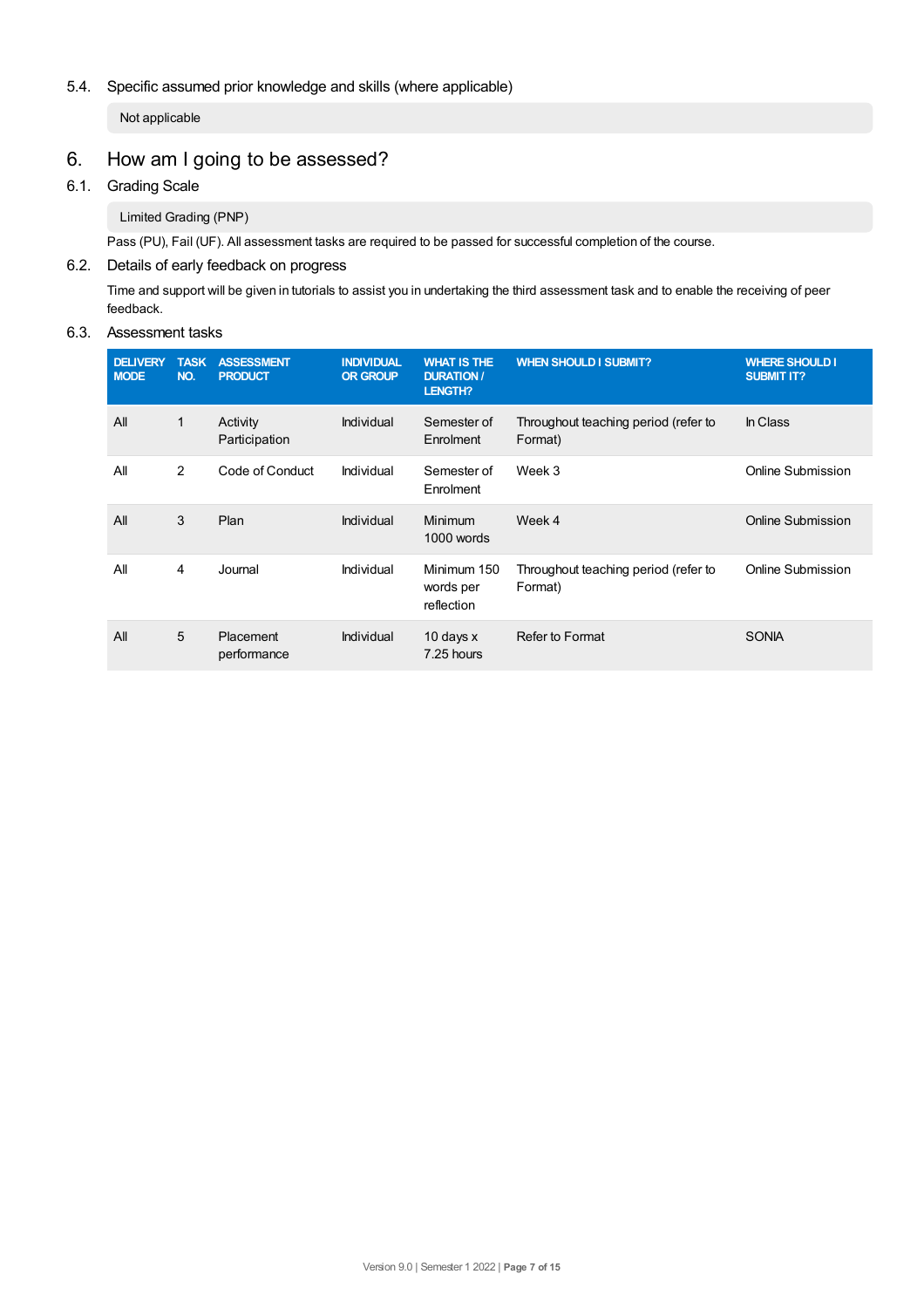### 5.4. Specific assumed prior knowledge and skills (where applicable)

Not applicable

## 6. How am I going to be assessed?

### 6.1. Grading Scale

Limited Grading (PNP)

Pass (PU), Fail (UF). All assessment tasks are required to be passed for successful completion of the course.

### 6.2. Details of early feedback on progress

Time and support will be given in tutorials to assist you in undertaking the third assessment task and to enable the receiving of peer feedback.

### 6.3. Assessment tasks

| DELIVERY MODE | TASK NO. | ASSESSMENT PRODUCT | INDIVIDUAL OR GROUP | WHAT IS THE DURATION / LENGTH? | WHEN SHOULD I SUBMIT? | WHERE SHOULD I SUBMIT IT? |
|---|---|---|---|---|---|---|
| All | 1 | Activity Participation | Individual | Semester of Enrolment | Throughout teaching period (refer to Format) | In Class |
| All | 2 | Code of Conduct | Individual | Semester of Enrolment | Week 3 | Online Submission |
| All | 3 | Plan | Individual | Minimum 1000 words | Week 4 | Online Submission |
| All | 4 | Journal | Individual | Minimum 150 words per reflection | Throughout teaching period (refer to Format) | Online Submission |
| All | 5 | Placement performance | Individual | 10 days x 7.25 hours | Refer to Format | SONIA |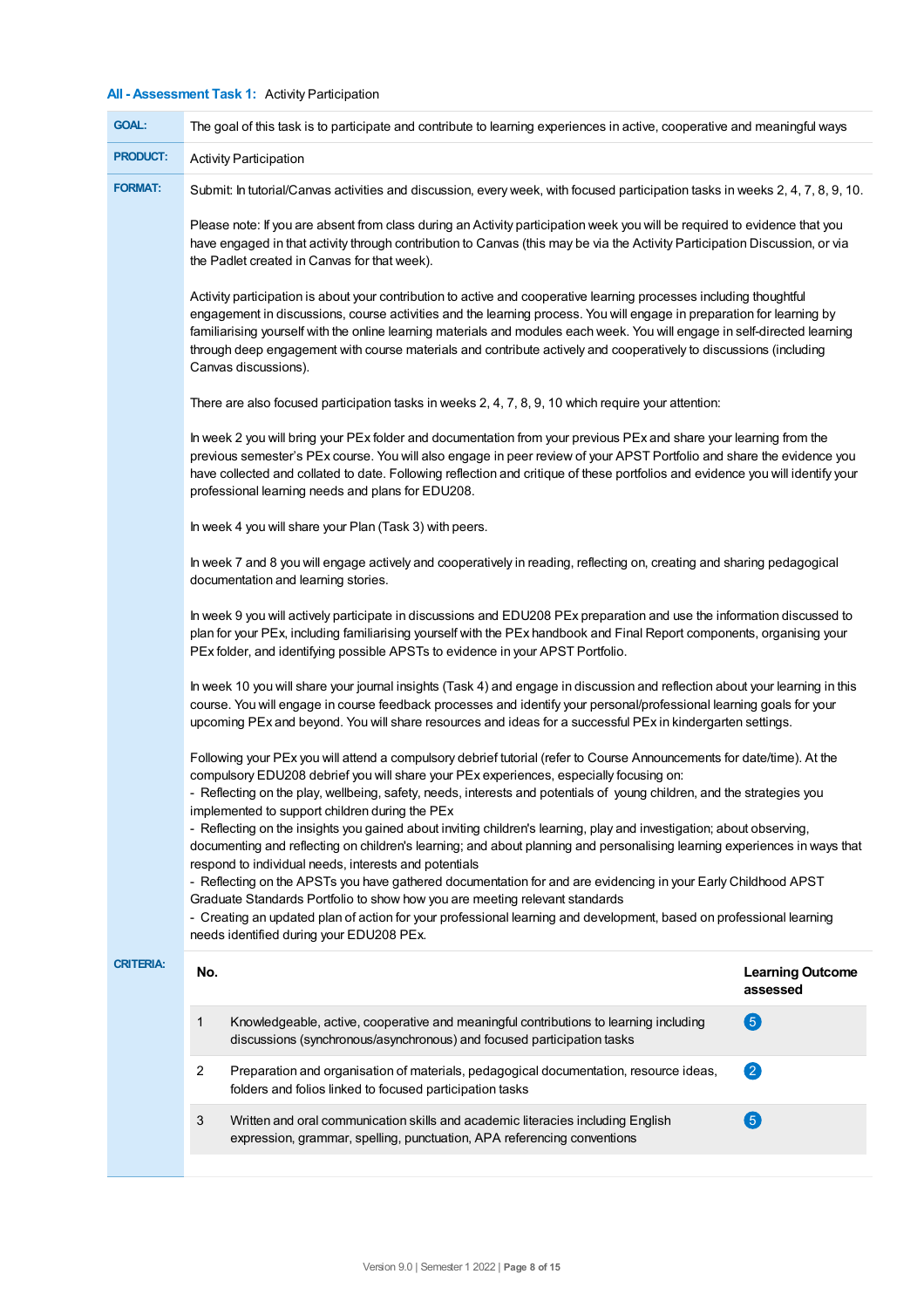### **All - Assessment Task 1:** Activity Participation

**GOAL:** The goal of this task is to participate and contribute to learning experiences in active, cooperative and meaningful ways

**PRODUCT:** Activity Participation

**FORMAT:** Submit: In tutorial/Canvas activities and discussion, every week, with focused participation tasks in weeks 2, 4, 7, 8, 9, 10.

Please note: If you are absent from class during an Activity participation week you will be required to evidence that you have engaged in that activity through contribution to Canvas (this may be via the Activity Participation Discussion, or via the Padlet created in Canvas for that week).

Activity participation is about your contribution to active and cooperative learning processes including thoughtful engagement in discussions, course activities and the learning process. You will engage in preparation for learning by familiarising yourself with the online learning materials and modules each week. You will engage in self-directed learning through deep engagement with course materials and contribute actively and cooperatively to discussions (including Canvas discussions).

There are also focused participation tasks in weeks 2, 4, 7, 8, 9, 10 which require your attention:

In week 2 you will bring your PEx folder and documentation from your previous PEx and share your learning from the previous semester's PEx course. You will also engage in peer review of your APST Portfolio and share the evidence you have collected and collated to date. Following reflection and critique of these portfolios and evidence you will identify your professional learning needs and plans for EDU208.

In week 4 you will share your Plan (Task 3) with peers.

In week 7 and 8 you will engage actively and cooperatively in reading, reflecting on, creating and sharing pedagogical documentation and learning stories.

In week 9 you will actively participate in discussions and EDU208 PEx preparation and use the information discussed to plan for your PEx, including familiarising yourself with the PEx handbook and Final Report components, organising your PEx folder, and identifying possible APSTs to evidence in your APST Portfolio.

In week 10 you will share your journal insights (Task 4) and engage in discussion and reflection about your learning in this course. You will engage in course feedback processes and identify your personal/professional learning goals for your upcoming PEx and beyond. You will share resources and ideas for a successful PEx in kindergarten settings.

Following your PEx you will attend a compulsory debrief tutorial (refer to Course Announcements for date/time). At the compulsory EDU208 debrief you will share your PEx experiences, especially focusing on:
- Reflecting on the play, wellbeing, safety, needs, interests and potentials of young children, and the strategies you implemented to support children during the PEx
- Reflecting on the insights you gained about inviting children's learning, play and investigation; about observing, documenting and reflecting on children's learning; and about planning and personalising learning experiences in ways that respond to individual needs, interests and potentials
- Reflecting on the APSTs you have gathered documentation for and are evidencing in your Early Childhood APST Graduate Standards Portfolio to show how you are meeting relevant standards
- Creating an updated plan of action for your professional learning and development, based on professional learning needs identified during your EDU208 PEx.

**CRITERIA:**

| No. | | Learning Outcome assessed |
|---|---|---|
| 1 | Knowledgeable, active, cooperative and meaningful contributions to learning including discussions (synchronous/asynchronous) and focused participation tasks | 5 |
| 2 | Preparation and organisation of materials, pedagogical documentation, resource ideas, folders and folios linked to focused participation tasks | 2 |
| 3 | Written and oral communication skills and academic literacies including English expression, grammar, spelling, punctuation, APA referencing conventions | 5 |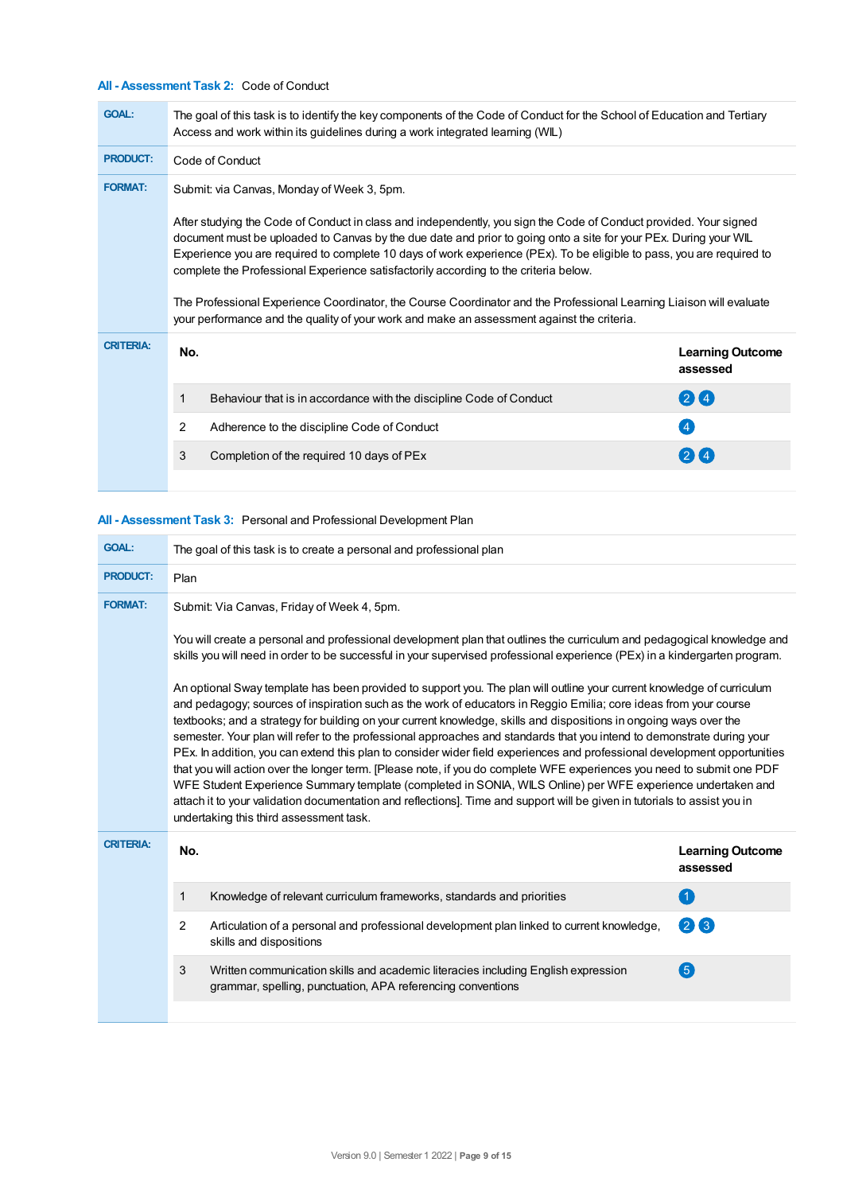### All - Assessment Task 2: Code of Conduct

**GOAL:** The goal of this task is to identify the key components of the Code of Conduct for the School of Education and Tertiary Access and work within its guidelines during a work integrated learning (WIL)

**PRODUCT:** Code of Conduct

**FORMAT:** Submit: via Canvas, Monday of Week 3, 5pm.

After studying the Code of Conduct in class and independently, you sign the Code of Conduct provided. Your signed document must be uploaded to Canvas by the due date and prior to going onto a site for your PEx. During your WIL Experience you are required to complete 10 days of work experience (PEx). To be eligible to pass, you are required to complete the Professional Experience satisfactorily according to the criteria below.

The Professional Experience Coordinator, the Course Coordinator and the Professional Learning Liaison will evaluate your performance and the quality of your work and make an assessment against the criteria.

**CRITERIA:**

| No. | | Learning Outcome assessed |
|---|---|---|
| 1 | Behaviour that is in accordance with the discipline Code of Conduct | 2 4 |
| 2 | Adherence to the discipline Code of Conduct | 4 |
| 3 | Completion of the required 10 days of PEx | 2 4 |

### All - Assessment Task 3: Personal and Professional Development Plan

**GOAL:** The goal of this task is to create a personal and professional plan

**PRODUCT:** Plan

**FORMAT:** Submit: Via Canvas, Friday of Week 4, 5pm.

You will create a personal and professional development plan that outlines the curriculum and pedagogical knowledge and skills you will need in order to be successful in your supervised professional experience (PEx) in a kindergarten program.

An optional Sway template has been provided to support you. The plan will outline your current knowledge of curriculum and pedagogy; sources of inspiration such as the work of educators in Reggio Emilia; core ideas from your course textbooks; and a strategy for building on your current knowledge, skills and dispositions in ongoing ways over the semester. Your plan will refer to the professional approaches and standards that you intend to demonstrate during your PEx. In addition, you can extend this plan to consider wider field experiences and professional development opportunities that you will action over the longer term. [Please note, if you do complete WFE experiences you need to submit one PDF WFE Student Experience Summary template (completed in SONIA, WILS Online) per WFE experience undertaken and attach it to your validation documentation and reflections]. Time and support will be given in tutorials to assist you in undertaking this third assessment task.

**CRITERIA:**

| No. | | Learning Outcome assessed |
|---|---|---|
| 1 | Knowledge of relevant curriculum frameworks, standards and priorities | 1 |
| 2 | Articulation of a personal and professional development plan linked to current knowledge, skills and dispositions | 2 3 |
| 3 | Written communication skills and academic literacies including English expression grammar, spelling, punctuation, APA referencing conventions | 5 |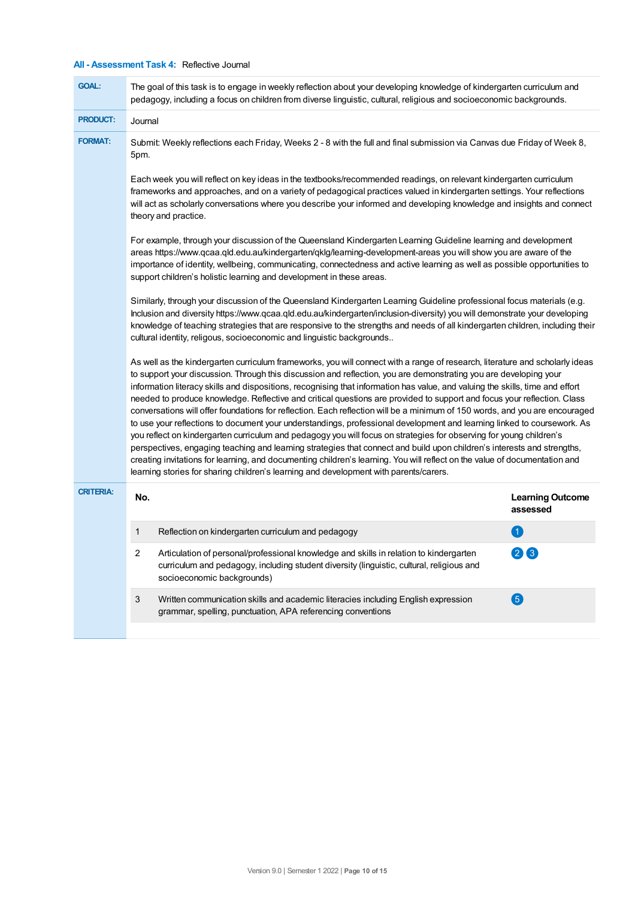### All - Assessment Task 4: Reflective Journal

**GOAL:** The goal of this task is to engage in weekly reflection about your developing knowledge of kindergarten curriculum and pedagogy, including a focus on children from diverse linguistic, cultural, religious and socioeconomic backgrounds.

**PRODUCT:** Journal

**FORMAT:** Submit: Weekly reflections each Friday, Weeks 2 - 8 with the full and final submission via Canvas due Friday of Week 8, 5pm.

Each week you will reflect on key ideas in the textbooks/recommended readings, on relevant kindergarten curriculum frameworks and approaches, and on a variety of pedagogical practices valued in kindergarten settings. Your reflections will act as scholarly conversations where you describe your informed and developing knowledge and insights and connect theory and practice.

For example, through your discussion of the Queensland Kindergarten Learning Guideline learning and development areas https://www.qcaa.qld.edu.au/kindergarten/qklg/learning-development-areas you will show you are aware of the importance of identity, wellbeing, communicating, connectedness and active learning as well as possible opportunities to support children's holistic learning and development in these areas.

Similarly, through your discussion of the Queensland Kindergarten Learning Guideline professional focus materials (e.g. Inclusion and diversity https://www.qcaa.qld.edu.au/kindergarten/inclusion-diversity) you will demonstrate your developing knowledge of teaching strategies that are responsive to the strengths and needs of all kindergarten children, including their cultural identity, religous, socioeconomic and linguistic backgrounds..

As well as the kindergarten curriculum frameworks, you will connect with a range of research, literature and scholarly ideas to support your discussion. Through this discussion and reflection, you are demonstrating you are developing your information literacy skills and dispositions, recognising that information has value, and valuing the skills, time and effort needed to produce knowledge. Reflective and critical questions are provided to support and focus your reflection. Class conversations will offer foundations for reflection. Each reflection will be a minimum of 150 words, and you are encouraged to use your reflections to document your understandings, professional development and learning linked to coursework. As you reflect on kindergarten curriculum and pedagogy you will focus on strategies for observing for young children's perspectives, engaging teaching and learning strategies that connect and build upon children's interests and strengths, creating invitations for learning, and documenting children's learning. You will reflect on the value of documentation and learning stories for sharing children's learning and development with parents/carers.

**CRITERIA:**

| No. | | Learning Outcome assessed |
|---|---|---|
| 1 | Reflection on kindergarten curriculum and pedagogy | 1 |
| 2 | Articulation of personal/professional knowledge and skills in relation to kindergarten curriculum and pedagogy, including student diversity (linguistic, cultural, religious and socioeconomic backgrounds) | 2 3 |
| 3 | Written communication skills and academic literacies including English expression grammar, spelling, punctuation, APA referencing conventions | 5 |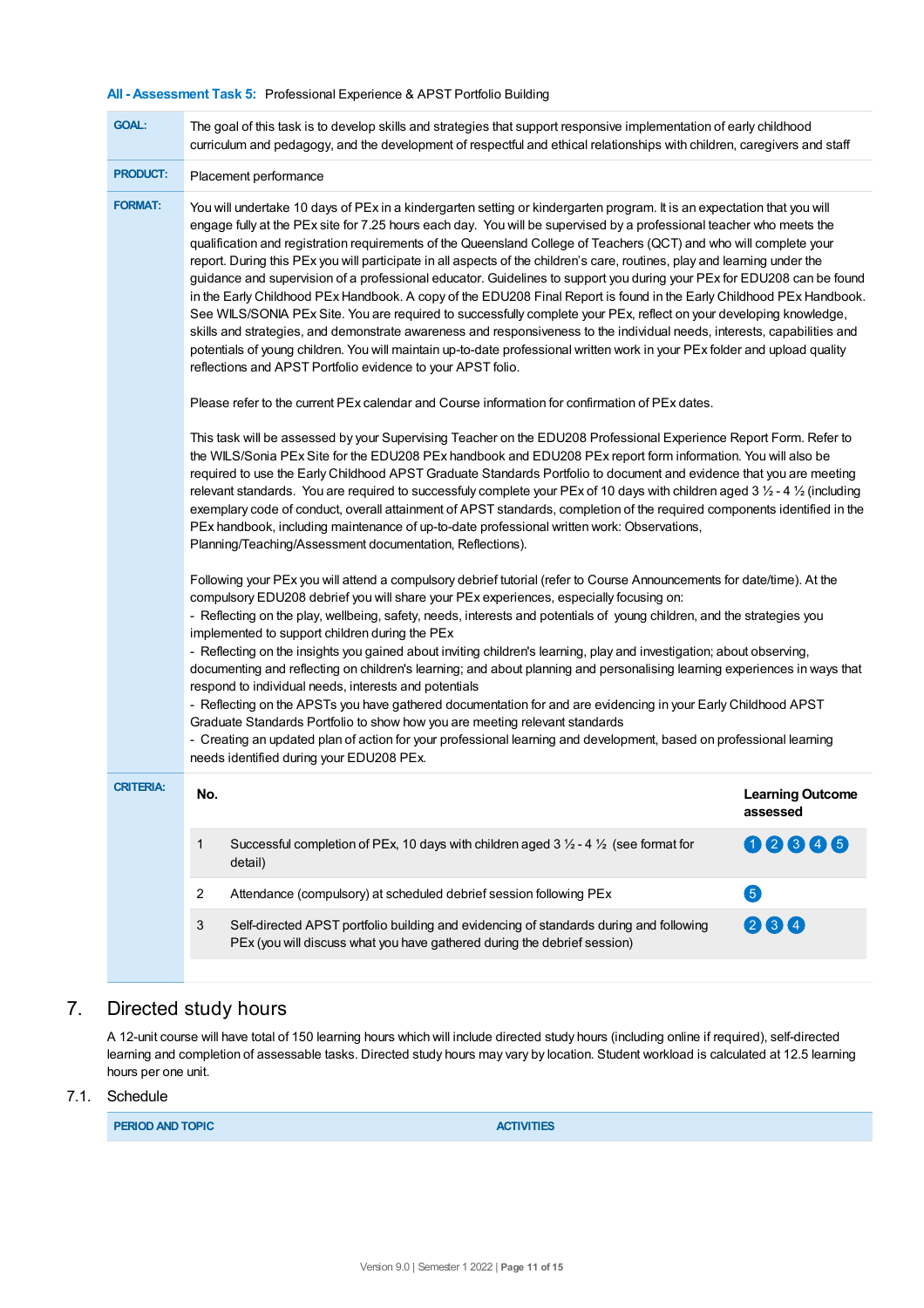**All - Assessment Task 5:** Professional Experience & APST Portfolio Building

| | |
|---|---|
| **GOAL:** | The goal of this task is to develop skills and strategies that support responsive implementation of early childhood curriculum and pedagogy, and the development of respectful and ethical relationships with children, caregivers and staff |
| **PRODUCT:** | Placement performance |
| **FORMAT:** | You will undertake 10 days of PEx in a kindergarten setting or kindergarten program. It is an expectation that you will engage fully at the PEx site for 7.25 hours each day. You will be supervised by a professional teacher who meets the qualification and registration requirements of the Queensland College of Teachers (QCT) and who will complete your report. During this PEx you will participate in all aspects of the children's care, routines, play and learning under the guidance and supervision of a professional educator. Guidelines to support you during your PEx for EDU208 can be found in the Early Childhood PEx Handbook. A copy of the EDU208 Final Report is found in the Early Childhood PEx Handbook. See WILS/SONIA PEx Site. You are required to successfully complete your PEx, reflect on your developing knowledge, skills and strategies, and demonstrate awareness and responsiveness to the individual needs, interests, capabilities and potentials of young children. You will maintain up-to-date professional written work in your PEx folder and upload quality reflections and APST Portfolio evidence to your APST folio.<br><br>Please refer to the current PEx calendar and Course information for confirmation of PEx dates.<br><br>This task will be assessed by your Supervising Teacher on the EDU208 Professional Experience Report Form. Refer to the WILS/Sonia PEx Site for the EDU208 PEx handbook and EDU208 PEx report form information. You will also be required to use the Early Childhood APST Graduate Standards Portfolio to document and evidence that you are meeting relevant standards. You are required to successfully complete your PEx of 10 days with children aged 3 ½ - 4 ½ (including exemplary code of conduct, overall attainment of APST standards, completion of the required components identified in the PEx handbook, including maintenance of up-to-date professional written work: Observations, Planning/Teaching/Assessment documentation, Reflections).<br><br>Following your PEx you will attend a compulsory debrief tutorial (refer to Course Announcements for date/time). At the compulsory EDU208 debrief you will share your PEx experiences, especially focusing on:<br>- Reflecting on the play, wellbeing, safety, needs, interests and potentials of young children, and the strategies you implemented to support children during the PEx<br>- Reflecting on the insights you gained about inviting children's learning, play and investigation; about observing, documenting and reflecting on children's learning; and about planning and personalising learning experiences in ways that respond to individual needs, interests and potentials<br>- Reflecting on the APSTs you have gathered documentation for and are evidencing in your Early Childhood APST Graduate Standards Portfolio to show how you are meeting relevant standards<br>- Creating an updated plan of action for your professional learning and development, based on professional learning needs identified during your EDU208 PEx. |
| **CRITERIA:** | See table below |

| No. | | Learning Outcome assessed |
|---|---|---|
| 1 | Successful completion of PEx, 10 days with children aged 3 ½ - 4 ½ (see format for detail) | 1 2 3 4 5 |
| 2 | Attendance (compulsory) at scheduled debrief session following PEx | 5 |
| 3 | Self-directed APST portfolio building and evidencing of standards during and following PEx (you will discuss what you have gathered during the debrief session) | 2 3 4 |

## 7. Directed study hours

A 12-unit course will have total of 150 learning hours which will include directed study hours (including online if required), self-directed learning and completion of assessable tasks. Directed study hours may vary by location. Student workload is calculated at 12.5 learning hours per one unit.

### 7.1. Schedule

| PERIOD AND TOPIC | ACTIVITIES |
|---|---|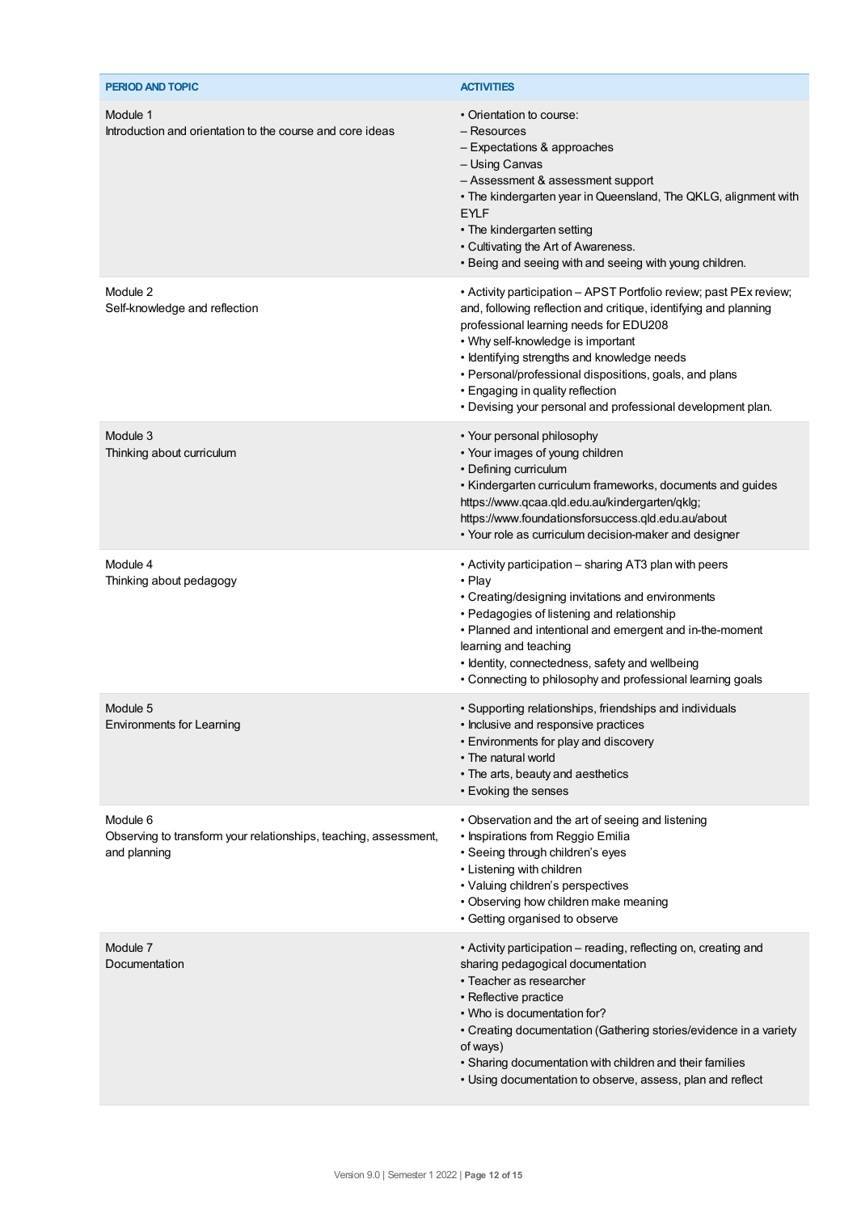| PERIOD AND TOPIC | ACTIVITIES |
| --- | --- |
| Module 1<br>Introduction and orientation to the course and core ideas | • Orientation to course:<br>– Resources<br>– Expectations & approaches<br>– Using Canvas<br>– Assessment & assessment support<br>• The kindergarten year in Queensland, The QKLG, alignment with EYLF<br>• The kindergarten setting<br>• Cultivating the Art of Awareness.<br>• Being and seeing with and seeing with young children. |
| Module 2<br>Self-knowledge and reflection | • Activity participation – APST Portfolio review; past PEx review; and, following reflection and critique, identifying and planning professional learning needs for EDU208<br>• Why self-knowledge is important<br>• Identifying strengths and knowledge needs<br>• Personal/professional dispositions, goals, and plans<br>• Engaging in quality reflection<br>• Devising your personal and professional development plan. |
| Module 3<br>Thinking about curriculum | • Your personal philosophy<br>• Your images of young children<br>• Defining curriculum<br>• Kindergarten curriculum frameworks, documents and guides https://www.qcaa.qld.edu.au/kindergarten/qklg; https://www.foundationsforsuccess.qld.edu.au/about<br>• Your role as curriculum decision-maker and designer |
| Module 4<br>Thinking about pedagogy | • Activity participation – sharing AT3 plan with peers<br>• Play<br>• Creating/designing invitations and environments<br>• Pedagogies of listening and relationship<br>• Planned and intentional and emergent and in-the-moment learning and teaching<br>• Identity, connectedness, safety and wellbeing<br>• Connecting to philosophy and professional learning goals |
| Module 5<br>Environments for Learning | • Supporting relationships, friendships and individuals<br>• Inclusive and responsive practices<br>• Environments for play and discovery<br>• The natural world<br>• The arts, beauty and aesthetics<br>• Evoking the senses |
| Module 6<br>Observing to transform your relationships, teaching, assessment, and planning | • Observation and the art of seeing and listening<br>• Inspirations from Reggio Emilia<br>• Seeing through children's eyes<br>• Listening with children<br>• Valuing children's perspectives<br>• Observing how children make meaning<br>• Getting organised to observe |
| Module 7<br>Documentation | • Activity participation – reading, reflecting on, creating and sharing pedagogical documentation<br>• Teacher as researcher<br>• Reflective practice<br>• Who is documentation for?<br>• Creating documentation (Gathering stories/evidence in a variety of ways)<br>• Sharing documentation with children and their families<br>• Using documentation to observe, assess, plan and reflect |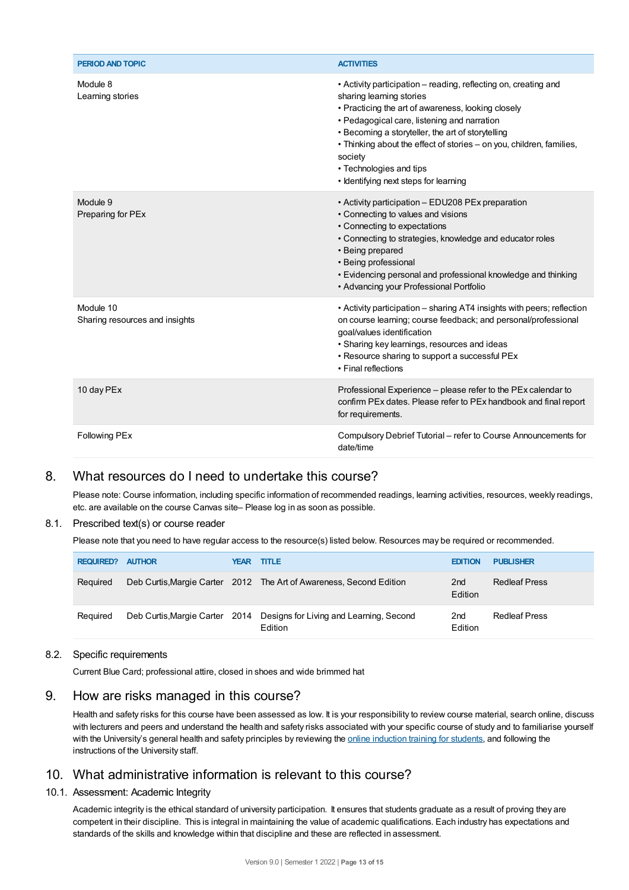| PERIOD AND TOPIC | ACTIVITIES |
| --- | --- |
| Module 8<br>Learning stories | • Activity participation – reading, reflecting on, creating and sharing learning stories<br>• Practicing the art of awareness, looking closely<br>• Pedagogical care, listening and narration<br>• Becoming a storyteller, the art of storytelling<br>• Thinking about the effect of stories – on you, children, families, society<br>• Technologies and tips<br>• Identifying next steps for learning |
| Module 9<br>Preparing for PEx | • Activity participation – EDU208 PEx preparation<br>• Connecting to values and visions<br>• Connecting to expectations<br>• Connecting to strategies, knowledge and educator roles<br>• Being prepared<br>• Being professional<br>• Evidencing personal and professional knowledge and thinking<br>• Advancing your Professional Portfolio |
| Module 10<br>Sharing resources and insights | • Activity participation – sharing AT4 insights with peers; reflection on course learning; course feedback; and personal/professional goal/values identification<br>• Sharing key learnings, resources and ideas<br>• Resource sharing to support a successful PEx<br>• Final reflections |
| 10 day PEx | Professional Experience – please refer to the PEx calendar to confirm PEx dates. Please refer to PEx handbook and final report for requirements. |
| Following PEx | Compulsory Debrief Tutorial – refer to Course Announcements for date/time |

## 8. What resources do I need to undertake this course?

Please note: Course information, including specific information of recommended readings, learning activities, resources, weekly readings, etc. are available on the course Canvas site– Please log in as soon as possible.

### 8.1. Prescribed text(s) or course reader

Please note that you need to have regular access to the resource(s) listed below. Resources may be required or recommended.

| REQUIRED? | AUTHOR | YEAR | TITLE | EDITION | PUBLISHER |
| --- | --- | --- | --- | --- | --- |
| Required | Deb Curtis,Margie Carter | 2012 | The Art of Awareness, Second Edition | 2nd Edition | Redleaf Press |
| Required | Deb Curtis,Margie Carter | 2014 | Designs for Living and Learning, Second Edition | 2nd Edition | Redleaf Press |

### 8.2. Specific requirements

Current Blue Card; professional attire, closed in shoes and wide brimmed hat

## 9. How are risks managed in this course?

Health and safety risks for this course have been assessed as low. It is your responsibility to review course material, search online, discuss with lecturers and peers and understand the health and safety risks associated with your specific course of study and to familiarise yourself with the University's general health and safety principles by reviewing the online induction training for students, and following the instructions of the University staff.

## 10. What administrative information is relevant to this course?

### 10.1. Assessment: Academic Integrity

Academic integrity is the ethical standard of university participation. It ensures that students graduate as a result of proving they are competent in their discipline. This is integral in maintaining the value of academic qualifications. Each industry has expectations and standards of the skills and knowledge within that discipline and these are reflected in assessment.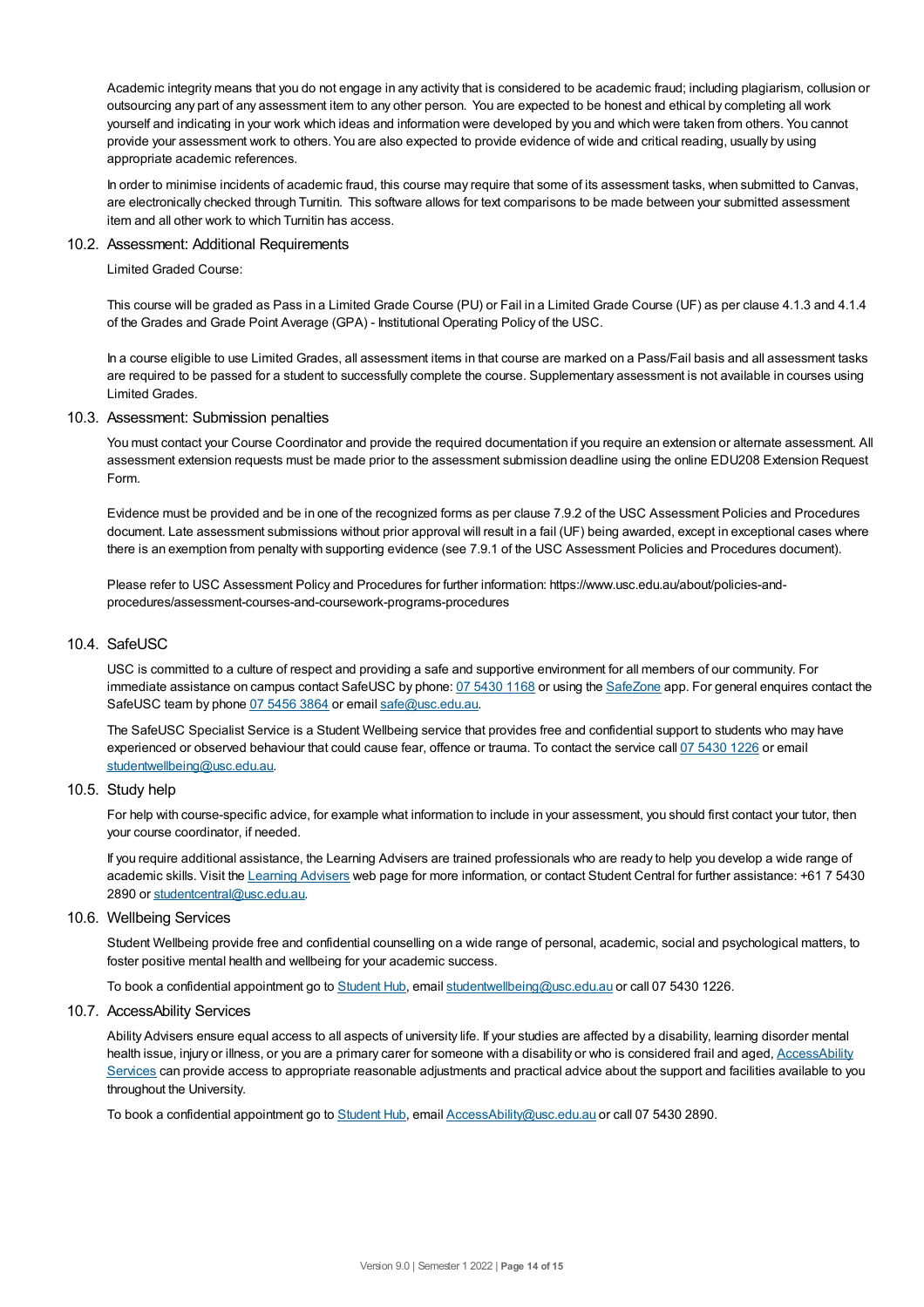Academic integrity means that you do not engage in any activity that is considered to be academic fraud; including plagiarism, collusion or outsourcing any part of any assessment item to any other person. You are expected to be honest and ethical by completing all work yourself and indicating in your work which ideas and information were developed by you and which were taken from others. You cannot provide your assessment work to others. You are also expected to provide evidence of wide and critical reading, usually by using appropriate academic references.

In order to minimise incidents of academic fraud, this course may require that some of its assessment tasks, when submitted to Canvas, are electronically checked through Turnitin. This software allows for text comparisons to be made between your submitted assessment item and all other work to which Turnitin has access.

### 10.2. Assessment: Additional Requirements

Limited Graded Course:

This course will be graded as Pass in a Limited Grade Course (PU) or Fail in a Limited Grade Course (UF) as per clause 4.1.3 and 4.1.4 of the Grades and Grade Point Average (GPA) - Institutional Operating Policy of the USC.

In a course eligible to use Limited Grades, all assessment items in that course are marked on a Pass/Fail basis and all assessment tasks are required to be passed for a student to successfully complete the course. Supplementary assessment is not available in courses using Limited Grades.

### 10.3. Assessment: Submission penalties

You must contact your Course Coordinator and provide the required documentation if you require an extension or alternate assessment. All assessment extension requests must be made prior to the assessment submission deadline using the online EDU208 Extension Request Form.

Evidence must be provided and be in one of the recognized forms as per clause 7.9.2 of the USC Assessment Policies and Procedures document. Late assessment submissions without prior approval will result in a fail (UF) being awarded, except in exceptional cases where there is an exemption from penalty with supporting evidence (see 7.9.1 of the USC Assessment Policies and Procedures document).

Please refer to USC Assessment Policy and Procedures for further information: https://www.usc.edu.au/about/policies-and-procedures/assessment-courses-and-coursework-programs-procedures

### 10.4. SafeUSC

USC is committed to a culture of respect and providing a safe and supportive environment for all members of our community. For immediate assistance on campus contact SafeUSC by phone: 07 5430 1168 or using the SafeZone app. For general enquires contact the SafeUSC team by phone 07 5456 3864 or email safe@usc.edu.au.

The SafeUSC Specialist Service is a Student Wellbeing service that provides free and confidential support to students who may have experienced or observed behaviour that could cause fear, offence or trauma. To contact the service call 07 5430 1226 or email studentwellbeing@usc.edu.au.

### 10.5. Study help

For help with course-specific advice, for example what information to include in your assessment, you should first contact your tutor, then your course coordinator, if needed.

If you require additional assistance, the Learning Advisers are trained professionals who are ready to help you develop a wide range of academic skills. Visit the Learning Advisers web page for more information, or contact Student Central for further assistance: +61 7 5430 2890 or studentcentral@usc.edu.au.

### 10.6. Wellbeing Services

Student Wellbeing provide free and confidential counselling on a wide range of personal, academic, social and psychological matters, to foster positive mental health and wellbeing for your academic success.

To book a confidential appointment go to Student Hub, email studentwellbeing@usc.edu.au or call 07 5430 1226.

### 10.7. AccessAbility Services

Ability Advisers ensure equal access to all aspects of university life. If your studies are affected by a disability, learning disorder mental health issue, injury or illness, or you are a primary carer for someone with a disability or who is considered frail and aged, AccessAbility Services can provide access to appropriate reasonable adjustments and practical advice about the support and facilities available to you throughout the University.

To book a confidential appointment go to Student Hub, email AccessAbility@usc.edu.au or call 07 5430 2890.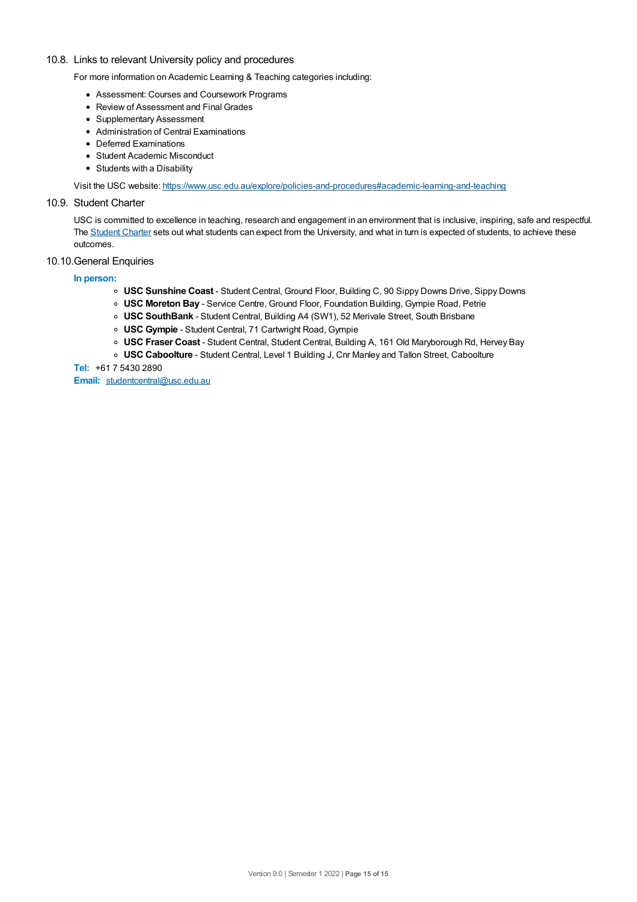### 10.8. Links to relevant University policy and procedures

For more information on Academic Learning & Teaching categories including:

- Assessment: Courses and Coursework Programs
- Review of Assessment and Final Grades
- Supplementary Assessment
- Administration of Central Examinations
- Deferred Examinations
- Student Academic Misconduct
- Students with a Disability

Visit the USC website: [https://www.usc.edu.au/explore/policies-and-procedures#academic-learning-and-teaching](https://www.usc.edu.au/explore/policies-and-procedures#academic-learning-and-teaching)

### 10.9. Student Charter

USC is committed to excellence in teaching, research and engagement in an environment that is inclusive, inspiring, safe and respectful. The Student Charter sets out what students can expect from the University, and what in turn is expected of students, to achieve these outcomes.

### 10.10. General Enquiries

**In person:**

- **USC Sunshine Coast** - Student Central, Ground Floor, Building C, 90 Sippy Downs Drive, Sippy Downs
- **USC Moreton Bay** - Service Centre, Ground Floor, Foundation Building, Gympie Road, Petrie
- **USC SouthBank** - Student Central, Building A4 (SW1), 52 Merivale Street, South Brisbane
- **USC Gympie** - Student Central, 71 Cartwright Road, Gympie
- **USC Fraser Coast** - Student Central, Student Central, Building A, 161 Old Maryborough Rd, Hervey Bay
- **USC Caboolture** - Student Central, Level 1 Building J, Cnr Manley and Tallon Street, Caboolture

**Tel:** +61 7 5430 2890

**Email:** [studentcentral@usc.edu.au](mailto:studentcentral@usc.edu.au)